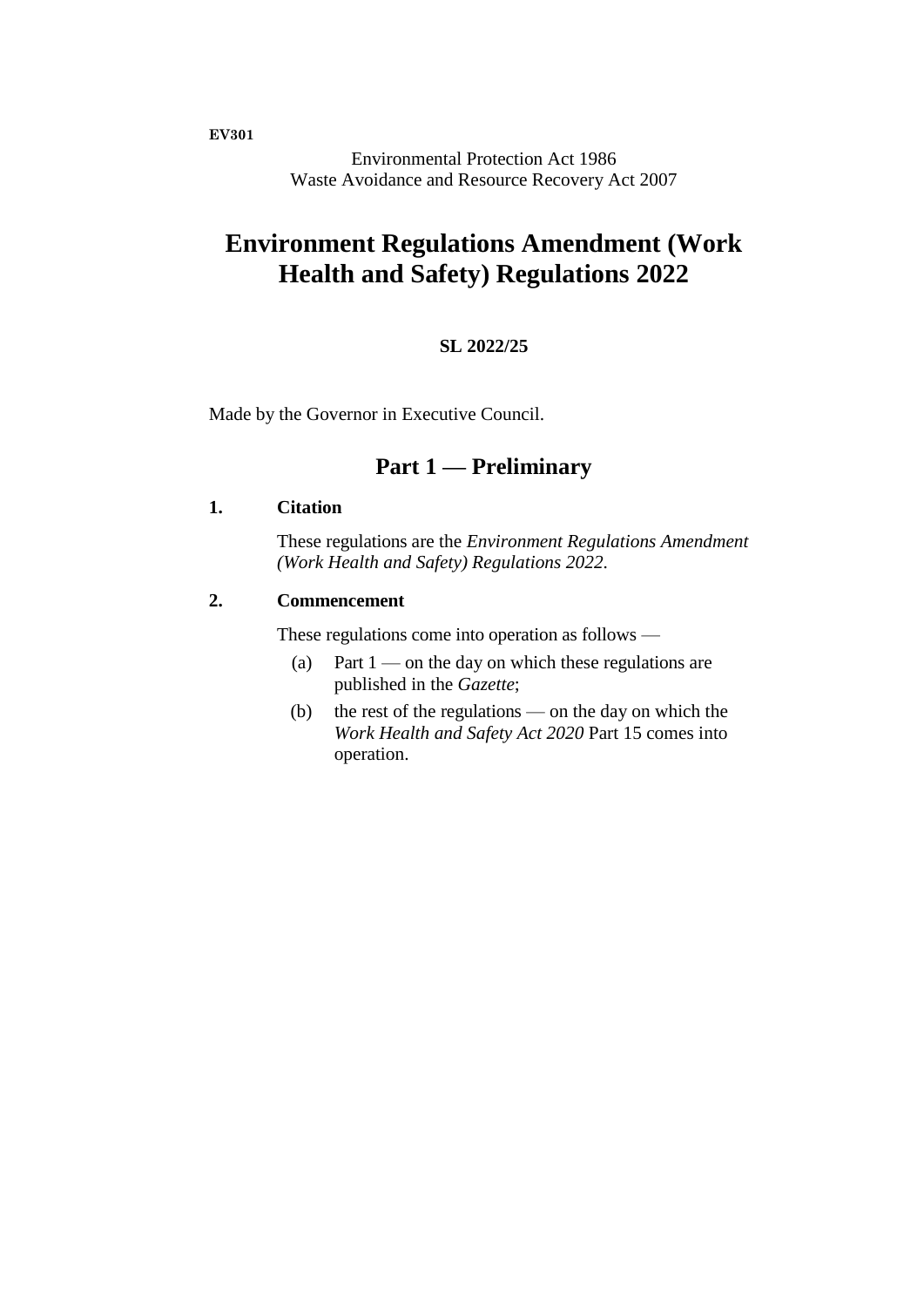**EV301**

Environmental Protection Act 1986
Waste Avoidance and Resource Recovery Act 2007

# Environment Regulations Amendment (Work Health and Safety) Regulations 2022

**SL 2022/25**

Made by the Governor in Executive Council.

## Part 1 — Preliminary

### 1. Citation

These regulations are the *Environment Regulations Amendment (Work Health and Safety) Regulations 2022*.

### 2. Commencement

These regulations come into operation as follows —

(a) Part 1 — on the day on which these regulations are published in the *Gazette*;

(b) the rest of the regulations — on the day on which the *Work Health and Safety Act 2020* Part 15 comes into operation.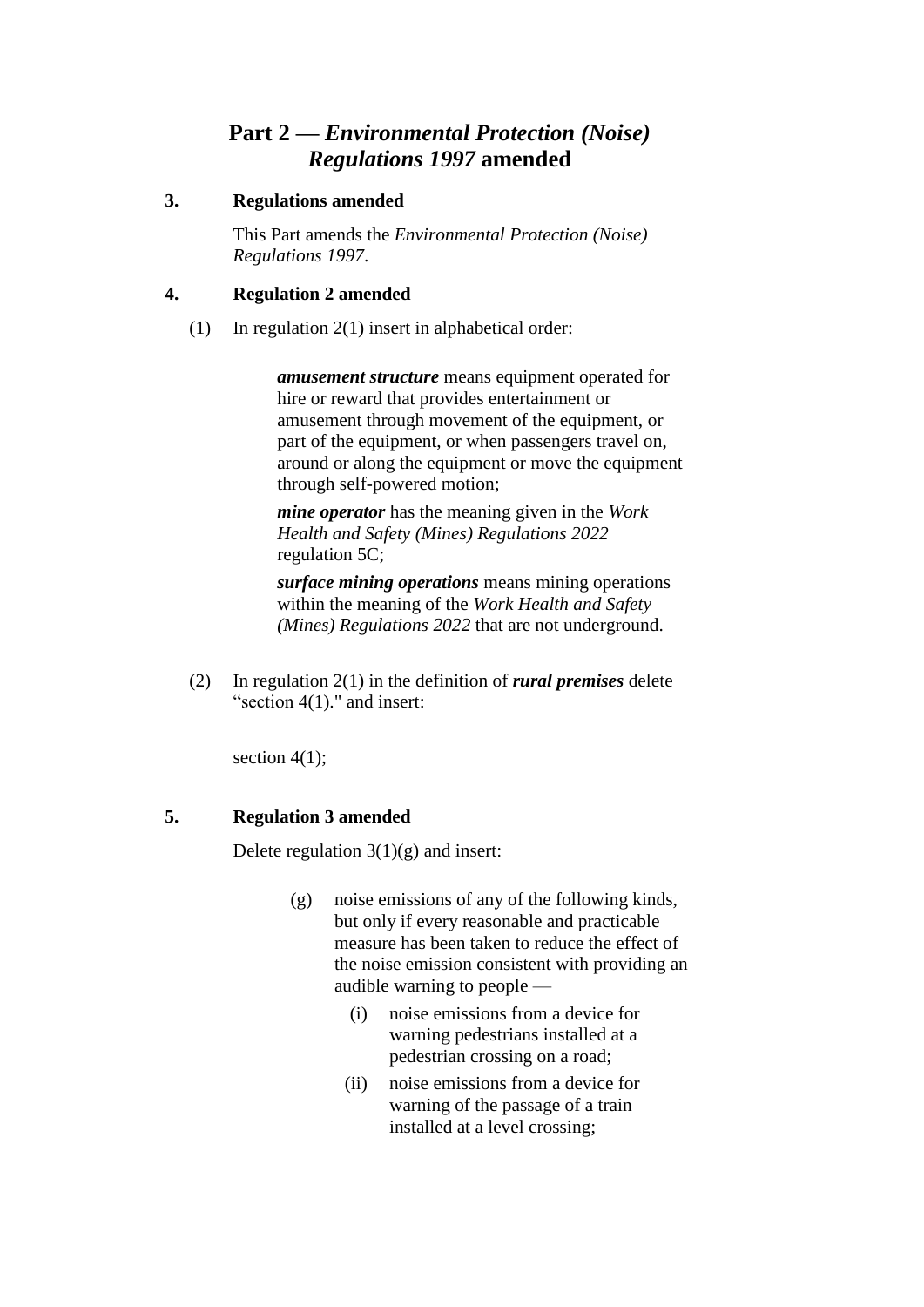# Part 2 — *Environmental Protection (Noise) Regulations 1997* amended

**3. Regulations amended**

This Part amends the *Environmental Protection (Noise) Regulations 1997*.

**4. Regulation 2 amended**

(1) In regulation 2(1) insert in alphabetical order:

> ***amusement structure*** means equipment operated for hire or reward that provides entertainment or amusement through movement of the equipment, or part of the equipment, or when passengers travel on, around or along the equipment or move the equipment through self-powered motion;
>
> ***mine operator*** has the meaning given in the *Work Health and Safety (Mines) Regulations 2022* regulation 5C;
>
> ***surface mining operations*** means mining operations within the meaning of the *Work Health and Safety (Mines) Regulations 2022* that are not underground.

(2) In regulation 2(1) in the definition of ***rural premises*** delete "section 4(1)." and insert:

> section 4(1);

**5. Regulation 3 amended**

Delete regulation 3(1)(g) and insert:

> (g) noise emissions of any of the following kinds, but only if every reasonable and practicable measure has been taken to reduce the effect of the noise emission consistent with providing an audible warning to people —
>
> (i) noise emissions from a device for warning pedestrians installed at a pedestrian crossing on a road;
>
> (ii) noise emissions from a device for warning of the passage of a train installed at a level crossing;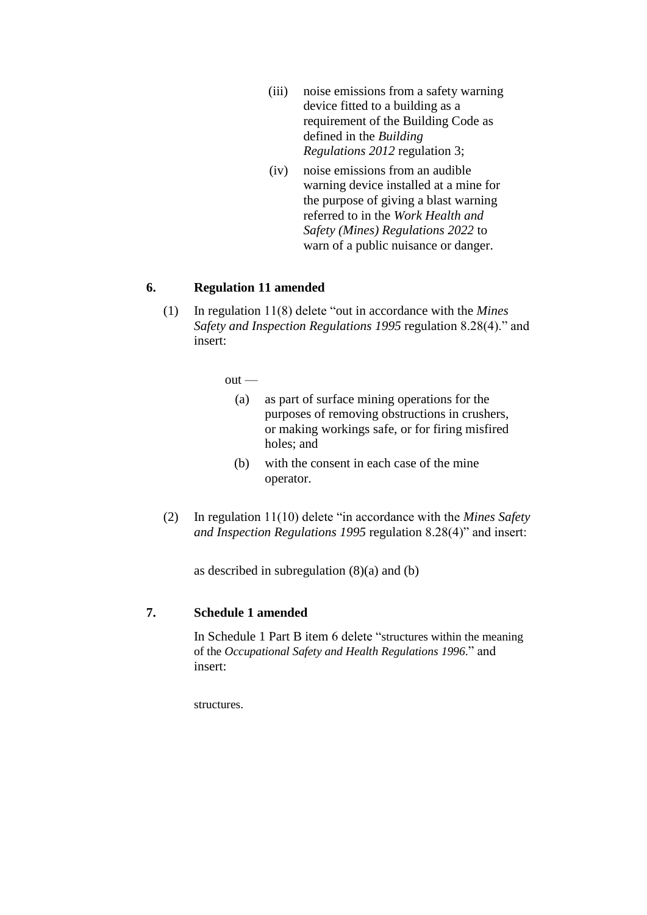(iii) noise emissions from a safety warning device fitted to a building as a requirement of the Building Code as defined in the *Building Regulations 2012* regulation 3;

(iv) noise emissions from an audible warning device installed at a mine for the purpose of giving a blast warning referred to in the *Work Health and Safety (Mines) Regulations 2022* to warn of a public nuisance or danger.

### 6. Regulation 11 amended

(1) In regulation 11(8) delete "out in accordance with the *Mines Safety and Inspection Regulations 1995* regulation 8.28(4)." and insert:

out —

(a) as part of surface mining operations for the purposes of removing obstructions in crushers, or making workings safe, or for firing misfired holes; and

(b) with the consent in each case of the mine operator.

(2) In regulation 11(10) delete "in accordance with the *Mines Safety and Inspection Regulations 1995* regulation 8.28(4)" and insert:

as described in subregulation (8)(a) and (b)

### 7. Schedule 1 amended

In Schedule 1 Part B item 6 delete "structures within the meaning of the *Occupational Safety and Health Regulations 1996*." and insert:

structures.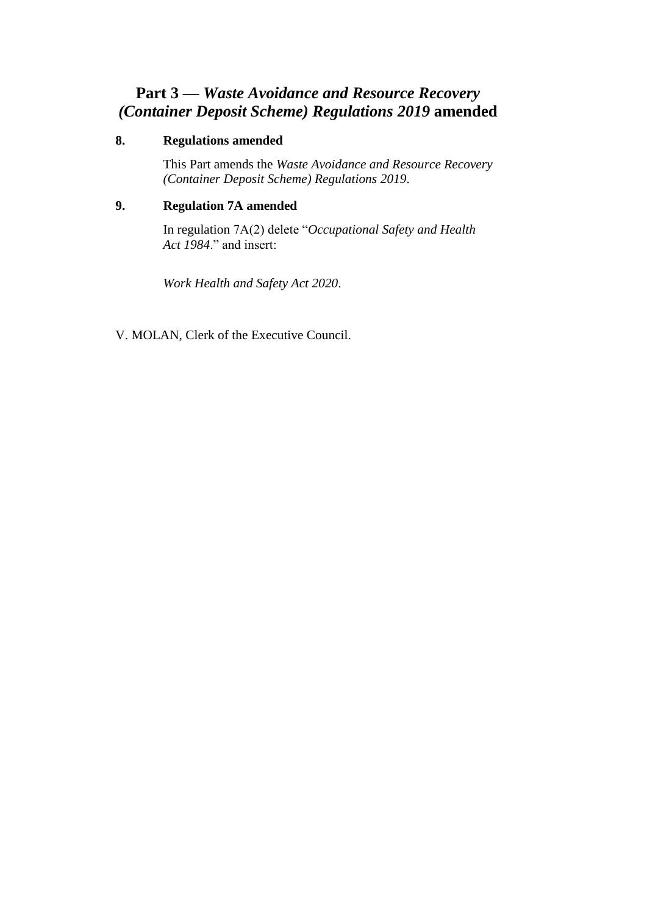## Part 3 — *Waste Avoidance and Resource Recovery (Container Deposit Scheme) Regulations 2019* amended

### 8. Regulations amended

This Part amends the *Waste Avoidance and Resource Recovery (Container Deposit Scheme) Regulations 2019*.

### 9. Regulation 7A amended

In regulation 7A(2) delete "*Occupational Safety and Health Act 1984*." and insert:

*Work Health and Safety Act 2020*.

V. MOLAN, Clerk of the Executive Council.